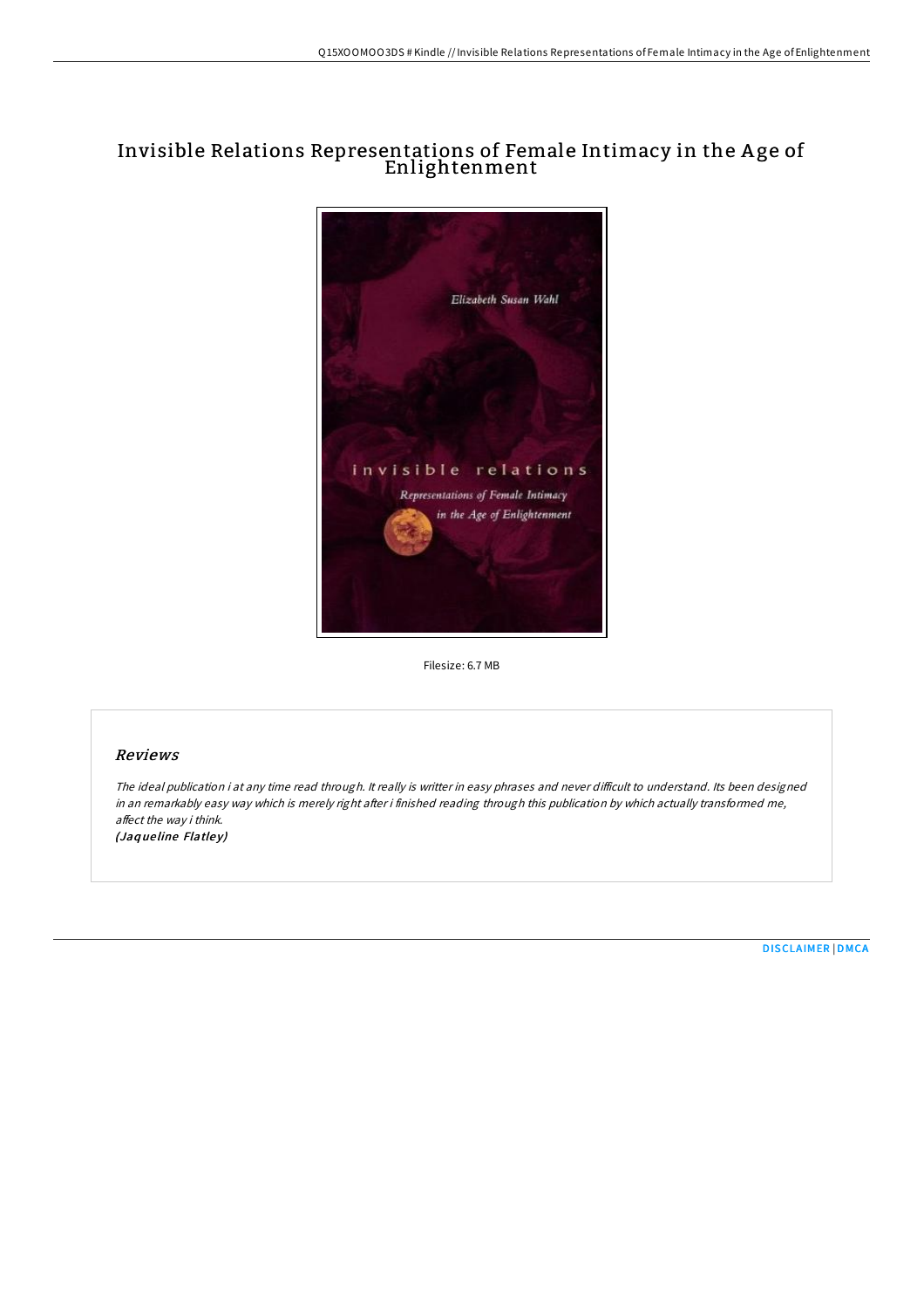# Invisible Relations Representations of Female Intimacy in the Age of Enlightenment

Filesize: 6.7 MB

## *Reviews*

*The ideal publication i at any time read through. It really is writter in easy phrases and never difficult to understand. Its been designed in an remarkably easy way which is merely right after i finished reading through this publication by which actually transformed me, affect the way i think.*

***(Jaqueline Flatley)***

DISCLAIMER | DMCA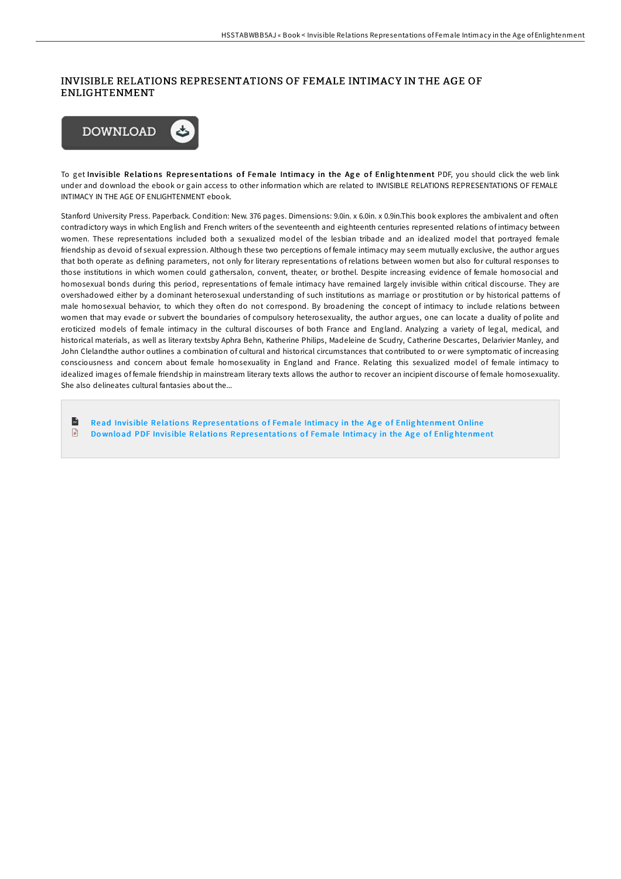# INVISIBLE RELATIONS REPRESENTATIONS OF FEMALE INTIMACY IN THE AGE OF ENLIGHTENMENT

DOWNLOAD

To get **Invisible Relations Representations of Female Intimacy in the Age of Enlightenment** PDF, you should click the web link under and download the ebook or gain access to other information which are related to INVISIBLE RELATIONS REPRESENTATIONS OF FEMALE INTIMACY IN THE AGE OF ENLIGHTENMENT ebook.

Stanford University Press. Paperback. Condition: New. 376 pages. Dimensions: 9.0in. x 6.0in. x 0.9in.This book explores the ambivalent and often contradictory ways in which English and French writers of the seventeenth and eighteenth centuries represented relations of intimacy between women. These representations included both a sexualized model of the lesbian tribade and an idealized model that portrayed female friendship as devoid of sexual expression. Although these two perceptions of female intimacy may seem mutually exclusive, the author argues that both operate as defining parameters, not only for literary representations of relations between women but also for cultural responses to those institutions in which women could gathersalon, convent, theater, or brothel. Despite increasing evidence of female homosocial and homosexual bonds during this period, representations of female intimacy have remained largely invisible within critical discourse. They are overshadowed either by a dominant heterosexual understanding of such institutions as marriage or prostitution or by historical patterns of male homosexual behavior, to which they often do not correspond. By broadening the concept of intimacy to include relations between women that may evade or subvert the boundaries of compulsory heterosexuality, the author argues, one can locate a duality of polite and eroticized models of female intimacy in the cultural discourses of both France and England. Analyzing a variety of legal, medical, and historical materials, as well as literary textsby Aphra Behn, Katherine Philips, Madeleine de Scudry, Catherine Descartes, Delarivier Manley, and John Clelandthe author outlines a combination of cultural and historical circumstances that contributed to or were symptomatic of increasing consciousness and concern about female homosexuality in England and France. Relating this sexualized model of female intimacy to idealized images of female friendship in mainstream literary texts allows the author to recover an incipient discourse of female homosexuality. She also delineates cultural fantasies about the...

- Read Invisible Relations Representations of Female Intimacy in the Age of Enlightenment Online
- Download PDF Invisible Relations Representations of Female Intimacy in the Age of Enlightenment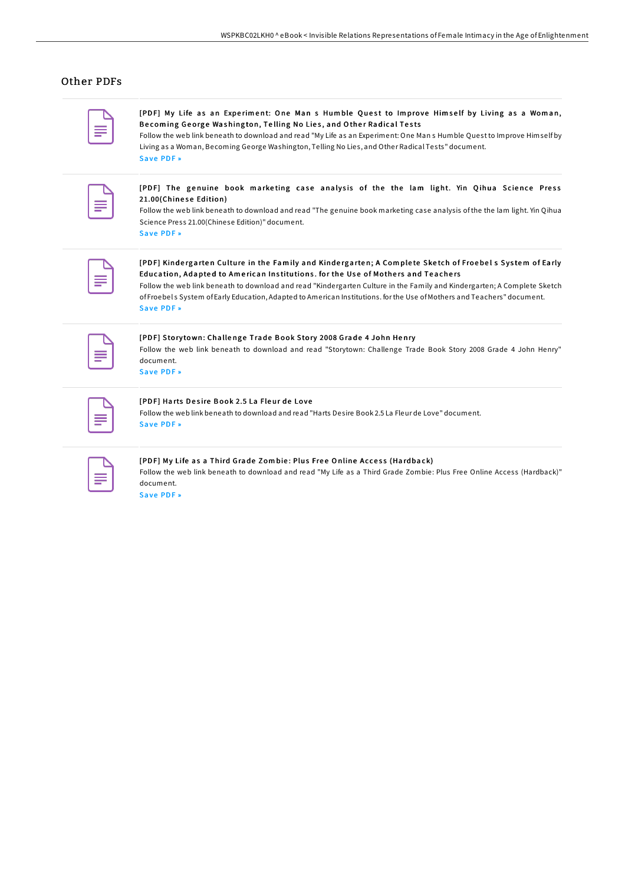## Other PDFs

**[PDF] My Life as an Experiment: One Man s Humble Quest to Improve Himself by Living as a Woman, Becoming George Washington, Telling No Lies, and Other Radical Tests**

Follow the web link beneath to download and read "My Life as an Experiment: One Man s Humble Quest to Improve Himself by Living as a Woman, Becoming George Washington, Telling No Lies, and Other Radical Tests" document.

Save PDF »

**[PDF] The genuine book marketing case analysis of the the lam light. Yin Qihua Science Press 21.00(Chinese Edition)**

Follow the web link beneath to download and read "The genuine book marketing case analysis of the the lam light. Yin Qihua Science Press 21.00(Chinese Edition)" document.

Save PDF »

**[PDF] Kindergarten Culture in the Family and Kindergarten; A Complete Sketch of Froebel s System of Early Education, Adapted to American Institutions. for the Use of Mothers and Teachers**

Follow the web link beneath to download and read "Kindergarten Culture in the Family and Kindergarten; A Complete Sketch of Froebel s System of Early Education, Adapted to American Institutions. for the Use of Mothers and Teachers" document.

Save PDF »

**[PDF] Storytown: Challenge Trade Book Story 2008 Grade 4 John Henry**

Follow the web link beneath to download and read "Storytown: Challenge Trade Book Story 2008 Grade 4 John Henry" document.

Save PDF »

**[PDF] Harts Desire Book 2.5 La Fleur de Love**

Follow the web link beneath to download and read "Harts Desire Book 2.5 La Fleur de Love" document.

Save PDF »

**[PDF] My Life as a Third Grade Zombie: Plus Free Online Access (Hardback)**

Follow the web link beneath to download and read "My Life as a Third Grade Zombie: Plus Free Online Access (Hardback)" document.

Save PDF »